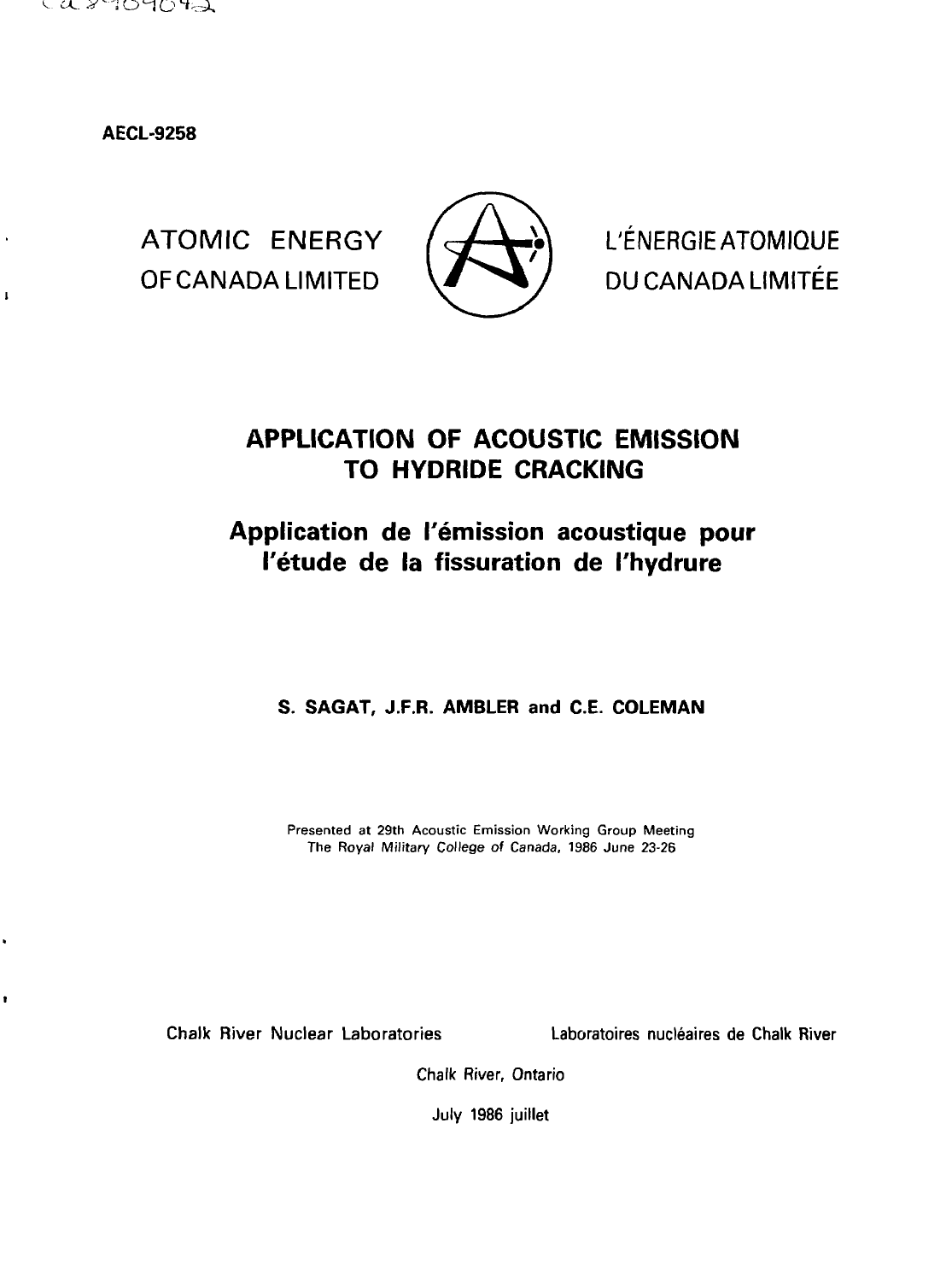AECL-9258

ATOMIC ENERGY OF CANADA LIMITED

L'ÉNERGIE ATOMIQUE DU CANADA LIMITÉE

# APPLICATION OF ACOUSTIC EMISSION TO HYDRIDE CRACKING

## Application de l'émission acoustique pour l'étude de la fissuration de l'hydrure

**S. SAGAT, J.F.R. AMBLER and C.E. COLEMAN**

Presented at 29th Acoustic Emission Working Group Meeting
The Royal Military College of Canada, 1986 June 23-26

Chalk River Nuclear Laboratories — Laboratoires nucléaires de Chalk River

Chalk River, Ontario

July 1986 juillet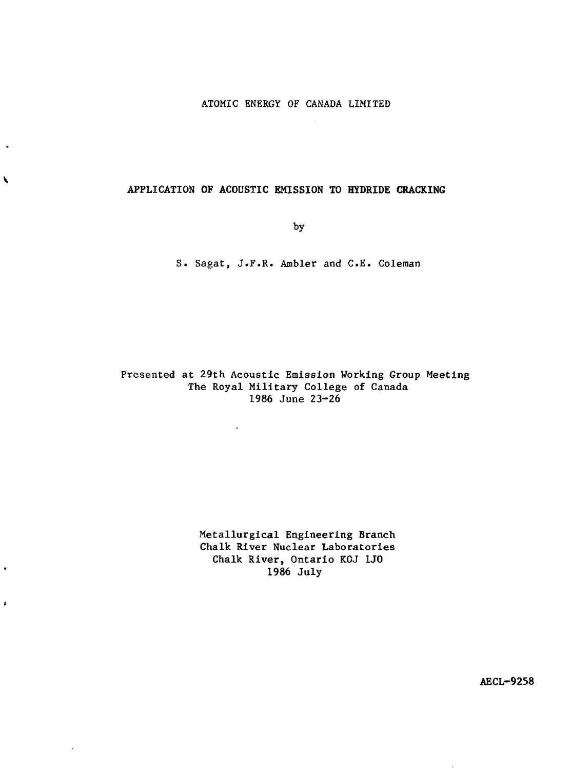ATOMIC ENERGY OF CANADA LIMITED

# APPLICATION OF ACOUSTIC EMISSION TO HYDRIDE CRACKING

by

S. Sagat, J.F.R. Ambler and C.E. Coleman

Presented at 29th Acoustic Emission Working Group Meeting
The Royal Military College of Canada
1986 June 23-26

Metallurgical Engineering Branch
Chalk River Nuclear Laboratories
Chalk River, Ontario K0J 1J0
1986 July

**AECL-9258**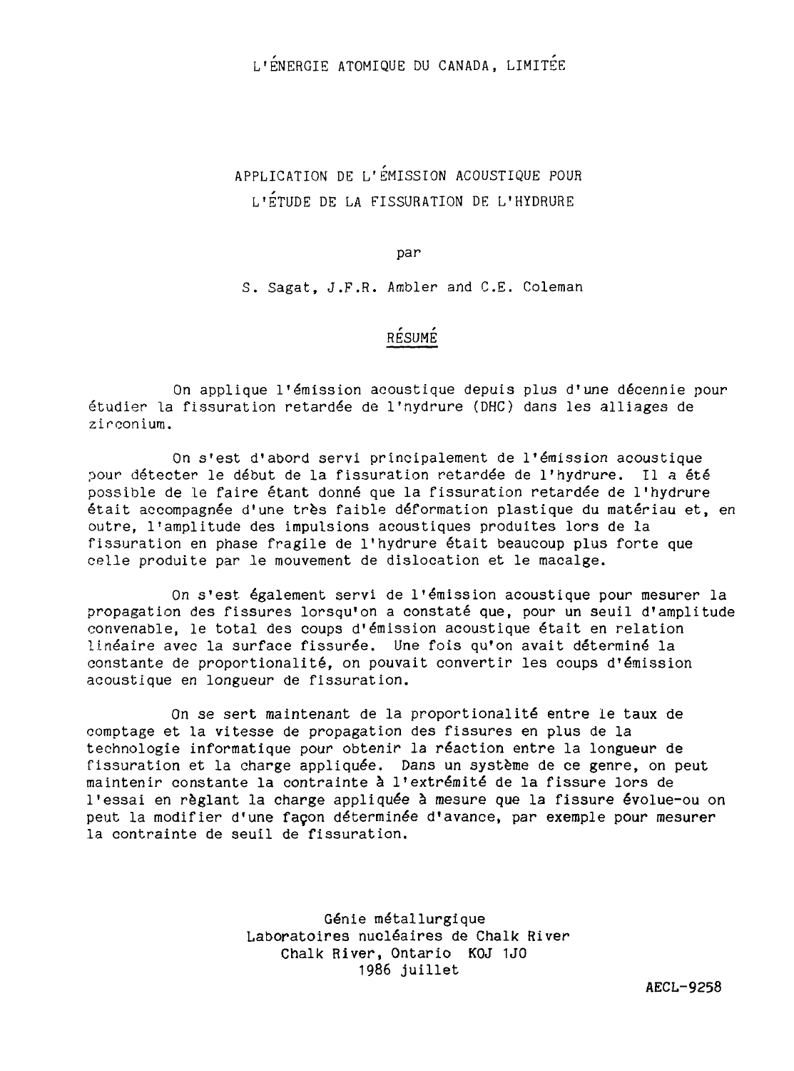L'ÉNERGIE ATOMIQUE DU CANADA, LIMITÉE

# APPLICATION DE L'ÉMISSION ACOUSTIQUE POUR L'ÉTUDE DE LA FISSURATION DE L'HYDRURE

par

S. Sagat, J.F.R. Ambler and C.E. Coleman

## RÉSUMÉ

On applique l'émission acoustique depuis plus d'une décennie pour étudier la fissuration retardée de l'hydrure (DHC) dans les alliages de zirconium.

On s'est d'abord servi principalement de l'émission acoustique pour détecter le début de la fissuration retardée de l'hydrure. Il a été possible de le faire étant donné que la fissuration retardée de l'hydrure était accompagnée d'une très faible déformation plastique du matériau et, en outre, l'amplitude des impulsions acoustiques produites lors de la fissuration en phase fragile de l'hydrure était beaucoup plus forte que celle produite par le mouvement de dislocation et le macalge.

On s'est également servi de l'émission acoustique pour mesurer la propagation des fissures lorsqu'on a constaté que, pour un seuil d'amplitude convenable, le total des coups d'émission acoustique était en relation linéaire avec la surface fissurée. Une fois qu'on avait déterminé la constante de proportionalité, on pouvait convertir les coups d'émission acoustique en longueur de fissuration.

On se sert maintenant de la proportionalité entre le taux de comptage et la vitesse de propagation des fissures en plus de la technologie informatique pour obtenir la réaction entre la longueur de fissuration et la charge appliquée. Dans un système de ce genre, on peut maintenir constante la contrainte à l'extrémité de la fissure lors de l'essai en règlant la charge appliquée à mesure que la fissure évolue-ou on peut la modifier d'une façon déterminée d'avance, par exemple pour mesurer la contrainte de seuil de fissuration.

Génie métallurgique
Laboratoires nucléaires de Chalk River
Chalk River, Ontario KOJ 1J0
1986 juillet

AECL-9258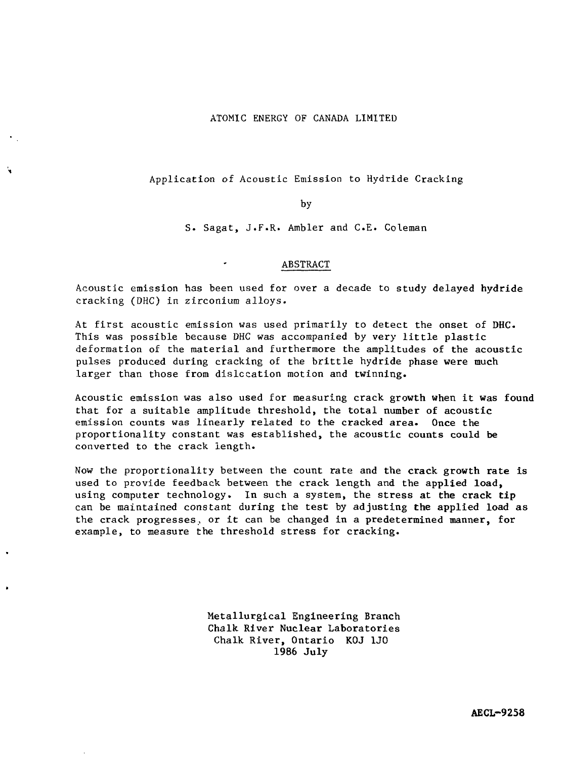ATOMIC ENERGY OF CANADA LIMITED

# Application of Acoustic Emission to Hydride Cracking

by

S. Sagat, J.F.R. Ambler and C.E. Coleman

## ABSTRACT

Acoustic emission has been used for over a decade to study delayed hydride cracking (DHC) in zirconium alloys.

At first acoustic emission was used primarily to detect the onset of DHC. This was possible because DHC was accompanied by very little plastic deformation of the material and furthermore the amplitudes of the acoustic pulses produced during cracking of the brittle hydride phase were much larger than those from dislocation motion and twinning.

Acoustic emission was also used for measuring crack growth when it was found that for a suitable amplitude threshold, the total number of acoustic emission counts was linearly related to the cracked area. Once the proportionality constant was established, the acoustic counts could be converted to the crack length.

Now the proportionality between the count rate and the crack growth rate is used to provide feedback between the crack length and the applied load, using computer technology. In such a system, the stress at the crack tip can be maintained constant during the test by adjusting the applied load as the crack progresses, or it can be changed in a predetermined manner, for example, to measure the threshold stress for cracking.

Metallurgical Engineering Branch
Chalk River Nuclear Laboratories
Chalk River, Ontario K0J 1J0
1986 July

**AECL-9258**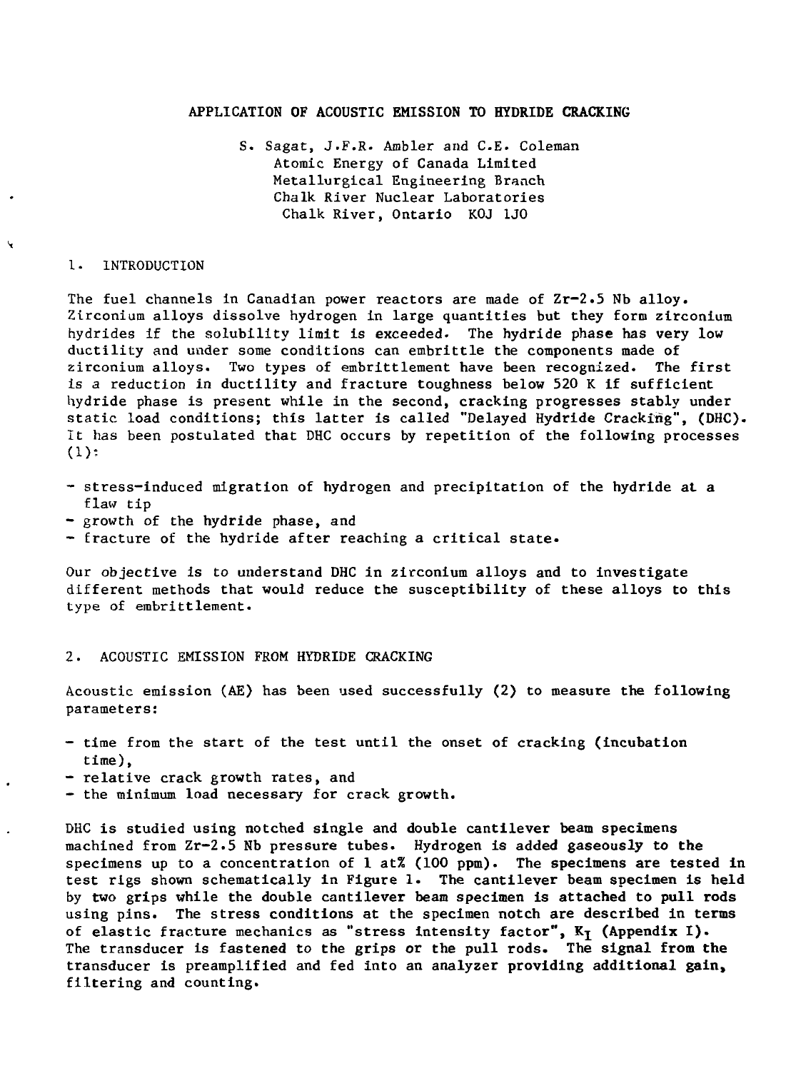# APPLICATION OF ACOUSTIC EMISSION TO HYDRIDE CRACKING

S. Sagat, J.F.R. Ambler and C.E. Coleman
Atomic Energy of Canada Limited
Metallurgical Engineering Branch
Chalk River Nuclear Laboratories
Chalk River, Ontario K0J 1J0

## 1. INTRODUCTION

The fuel channels in Canadian power reactors are made of Zr-2.5 Nb alloy. Zirconium alloys dissolve hydrogen in large quantities but they form zirconium hydrides if the solubility limit is exceeded. The hydride phase has very low ductility and under some conditions can embrittle the components made of zirconium alloys. Two types of embrittlement have been recognized. The first is a reduction in ductility and fracture toughness below 520 K if sufficient hydride phase is present while in the second, cracking progresses stably under static load conditions; this latter is called "Delayed Hydride Cracking", (DHC). It has been postulated that DHC occurs by repetition of the following processes (1):

- stress-induced migration of hydrogen and precipitation of the hydride at a flaw tip
- growth of the hydride phase, and
- fracture of the hydride after reaching a critical state.

Our objective is to understand DHC in zirconium alloys and to investigate different methods that would reduce the susceptibility of these alloys to this type of embrittlement.

## 2. ACOUSTIC EMISSION FROM HYDRIDE CRACKING

Acoustic emission (AE) has been used successfully (2) to measure the following parameters:

- time from the start of the test until the onset of cracking (incubation time),
- relative crack growth rates, and
- the minimum load necessary for crack growth.

DHC is studied using notched single and double cantilever beam specimens machined from Zr-2.5 Nb pressure tubes. Hydrogen is added gaseously to the specimens up to a concentration of 1 at% (100 ppm). The specimens are tested in test rigs shown schematically in Figure 1. The cantilever beam specimen is held by two grips while the double cantilever beam specimen is attached to pull rods using pins. The stress conditions at the specimen notch are described in terms of elastic fracture mechanics as "stress intensity factor", $K_I$ (Appendix I). The transducer is fastened to the grips or the pull rods. The signal from the transducer is preamplified and fed into an analyzer providing additional gain, filtering and counting.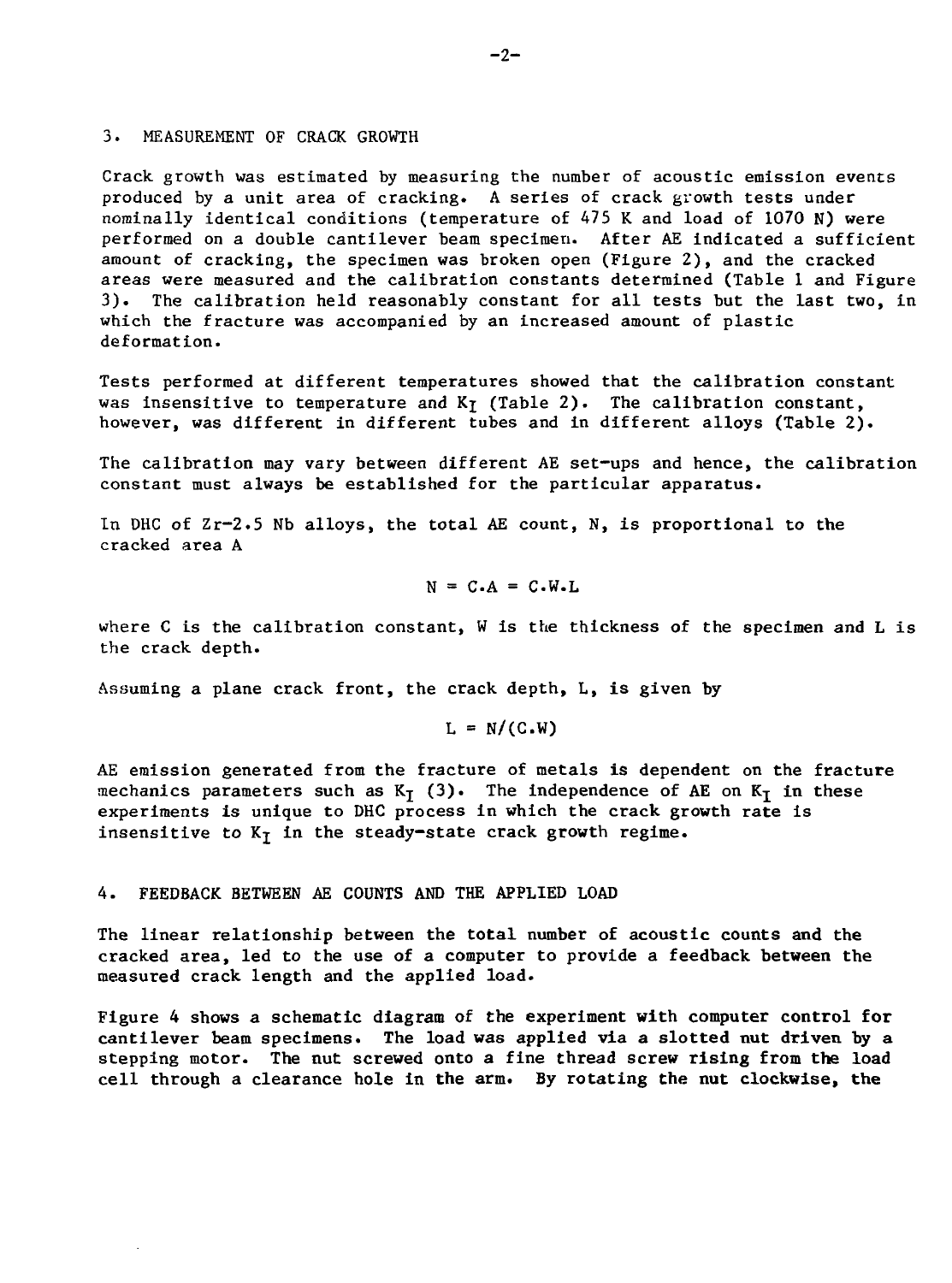## 3. MEASUREMENT OF CRACK GROWTH

Crack growth was estimated by measuring the number of acoustic emission events produced by a unit area of cracking. A series of crack growth tests under nominally identical conditions (temperature of 475 K and load of 1070 N) were performed on a double cantilever beam specimen. After AE indicated a sufficient amount of cracking, the specimen was broken open (Figure 2), and the cracked areas were measured and the calibration constants determined (Table 1 and Figure 3). The calibration held reasonably constant for all tests but the last two, in which the fracture was accompanied by an increased amount of plastic deformation.

Tests performed at different temperatures showed that the calibration constant was insensitive to temperature and $K_I$ (Table 2). The calibration constant, however, was different in different tubes and in different alloys (Table 2).

The calibration may vary between different AE set-ups and hence, the calibration constant must always be established for the particular apparatus.

In DHC of Zr-2.5 Nb alloys, the total AE count, N, is proportional to the cracked area A

$$N = C \cdot A = C \cdot W \cdot L$$

where C is the calibration constant, W is the thickness of the specimen and L is the crack depth.

Assuming a plane crack front, the crack depth, L, is given by

$$L = N/(C \cdot W)$$

AE emission generated from the fracture of metals is dependent on the fracture mechanics parameters such as $K_I$ (3). The independence of AE on $K_I$ in these experiments is unique to DHC process in which the crack growth rate is insensitive to $K_I$ in the steady-state crack growth regime.

## 4. FEEDBACK BETWEEN AE COUNTS AND THE APPLIED LOAD

The linear relationship between the total number of acoustic counts and the cracked area, led to the use of a computer to provide a feedback between the measured crack length and the applied load.

Figure 4 shows a schematic diagram of the experiment with computer control for cantilever beam specimens. The load was applied via a slotted nut driven by a stepping motor. The nut screwed onto a fine thread screw rising from the load cell through a clearance hole in the arm. By rotating the nut clockwise, the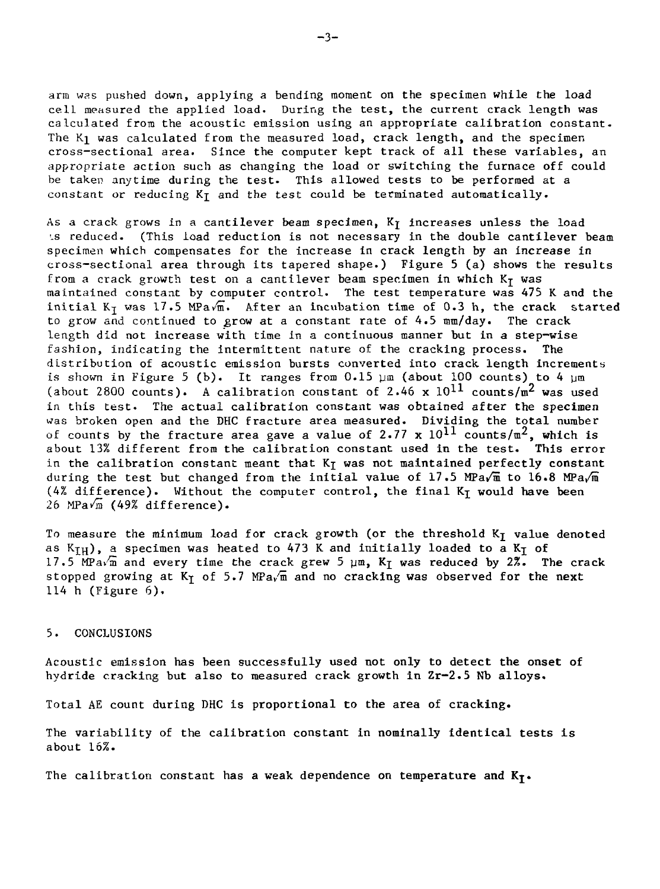arm was pushed down, applying a bending moment on the specimen while the load cell measured the applied load. During the test, the current crack length was calculated from the acoustic emission using an appropriate calibration constant. The $K_I$ was calculated from the measured load, crack length, and the specimen cross-sectional area. Since the computer kept track of all these variables, an appropriate action such as changing the load or switching the furnace off could be taken anytime during the test. This allowed tests to be performed at a constant or reducing $K_I$ and the test could be terminated automatically.

As a crack grows in a cantilever beam specimen, $K_I$ increases unless the load is reduced. (This load reduction is not necessary in the double cantilever beam specimen which compensates for the increase in crack length by an increase in cross-sectional area through its tapered shape.) Figure 5 (a) shows the results from a crack growth test on a cantilever beam specimen in which $K_I$ was maintained constant by computer control. The test temperature was 475 K and the initial $K_I$ was 17.5 $MPa\sqrt{m}$. After an incubation time of 0.3 h, the crack started to grow and continued to grow at a constant rate of 4.5 mm/day. The crack length did not increase with time in a continuous manner but in a step-wise fashion, indicating the intermittent nature of the cracking process. The distribution of acoustic emission bursts converted into crack length increments is shown in Figure 5 (b). It ranges from 0.15 μm (about 100 counts) to 4 μm (about 2800 counts). A calibration constant of $2.46 \times 10^{11}$ counts/$m^2$ was used in this test. The actual calibration constant was obtained after the specimen was broken open and the DHC fracture area measured. Dividing the total number of counts by the fracture area gave a value of $2.77 \times 10^{11}$ counts/$m^2$, which is about 13% different from the calibration constant used in the test. This error in the calibration constant meant that $K_I$ was not maintained perfectly constant during the test but changed from the initial value of 17.5 $MPa\sqrt{m}$ to 16.8 $MPa\sqrt{m}$ (4% difference). Without the computer control, the final $K_I$ would have been 26 $MPa\sqrt{m}$ (49% difference).

To measure the minimum load for crack growth (or the threshold $K_I$ value denoted as $K_{IH}$), a specimen was heated to 473 K and initially loaded to a $K_I$ of 17.5 $MPa\sqrt{m}$ and every time the crack grew 5 μm, $K_I$ was reduced by 2%. The crack stopped growing at $K_I$ of 5.7 $MPa\sqrt{m}$ and no cracking was observed for the next 114 h (Figure 6).

## 5. CONCLUSIONS

Acoustic emission has been successfully used not only to detect the onset of hydride cracking but also to measured crack growth in Zr-2.5 Nb alloys.

Total AE count during DHC is proportional to the area of cracking.

The variability of the calibration constant in nominally identical tests is about 16%.

The calibration constant has a weak dependence on temperature and $K_I$.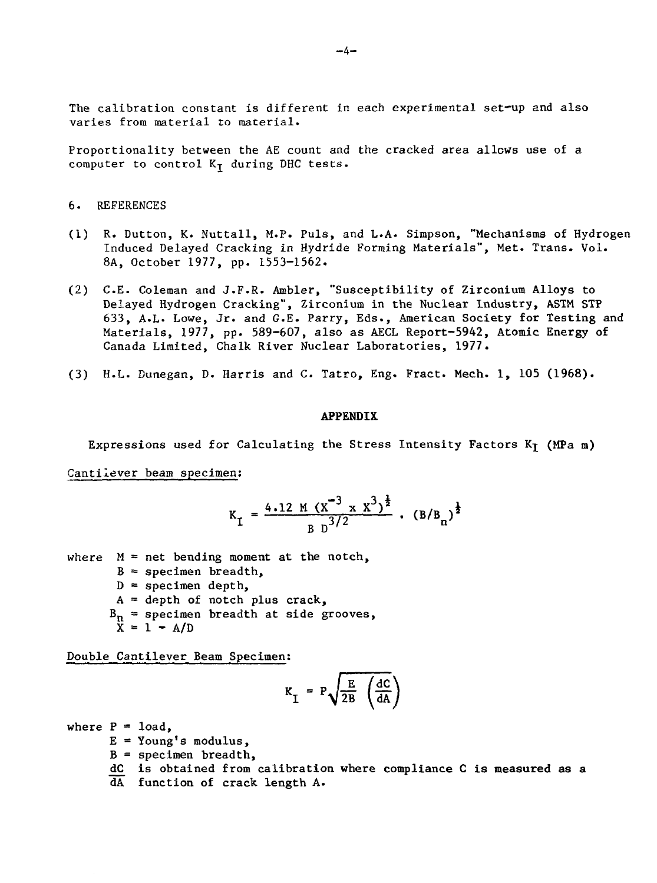The calibration constant is different in each experimental set-up and also varies from material to material.

Proportionality between the AE count and the cracked area allows use of a computer to control $K_I$ during DHC tests.

## 6. REFERENCES

(1) R. Dutton, K. Nuttall, M.P. Puls, and L.A. Simpson, "Mechanisms of Hydrogen Induced Delayed Cracking in Hydride Forming Materials", Met. Trans. Vol. 8A, October 1977, pp. 1553-1562.

(2) C.E. Coleman and J.F.R. Ambler, "Susceptibility of Zirconium Alloys to Delayed Hydrogen Cracking", Zirconium in the Nuclear Industry, ASTM STP 633, A.L. Lowe, Jr. and G.E. Parry, Eds., American Society for Testing and Materials, 1977, pp. 589-607, also as AECL Report-5942, Atomic Energy of Canada Limited, Chalk River Nuclear Laboratories, 1977.

(3) H.L. Dunegan, D. Harris and C. Tatro, Eng. Fract. Mech. 1, 105 (1968).

## APPENDIX

Expressions used for Calculating the Stress Intensity Factors $K_I$ (MPa m)

Cantilever beam specimen:

$$K_I = \frac{4.12\ M\ (X^{-3} \times X^3)^{\frac{1}{2}}}{B\ D^{3/2}} \cdot (B/B_n)^{\frac{1}{2}}$$

where $M$ = net bending moment at the notch,
$B$ = specimen breadth,
$D$ = specimen depth,
$A$ = depth of notch plus crack,
$B_n$ = specimen breadth at side grooves,
$X = 1 - A/D$

Double Cantilever Beam Specimen:

$$K_I = P\sqrt{\frac{E}{2B}\left(\frac{dC}{dA}\right)}$$

where $P$ = load,
$E$ = Young's modulus,
$B$ = specimen breadth,
$\frac{dC}{dA}$ is obtained from calibration where compliance $C$ is measured as a function of crack length $A$.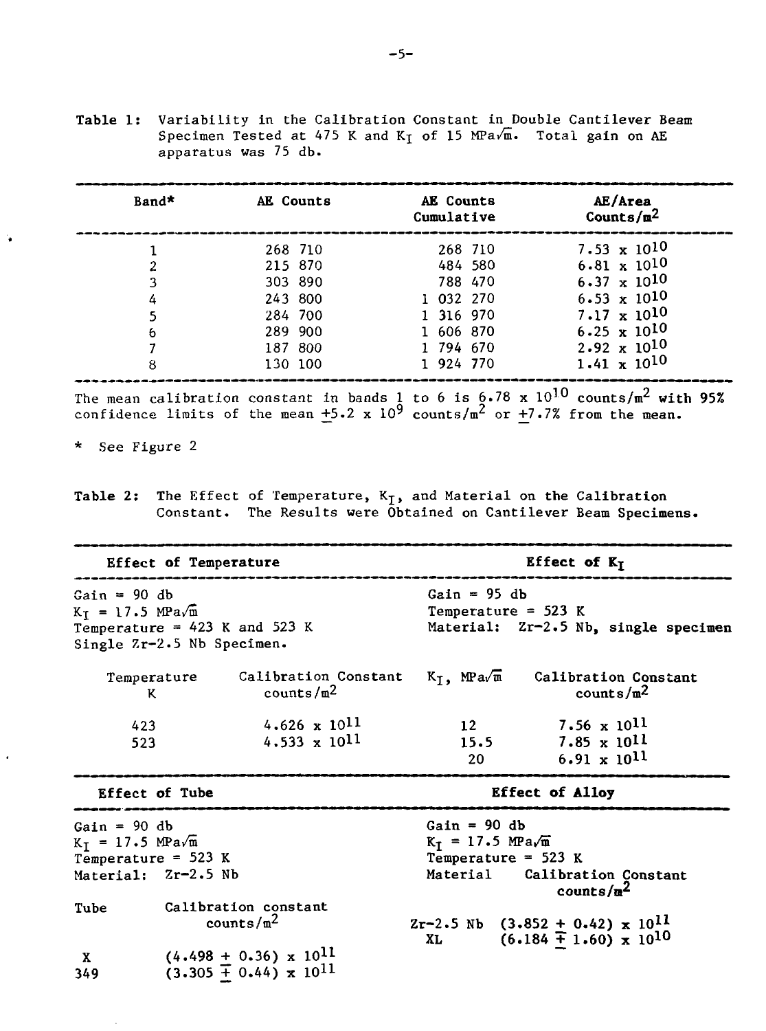**Table 1:** Variability in the Calibration Constant in Double Cantilever Beam Specimen Tested at 475 K and $K_I$ of 15 MPa$\sqrt{m}$. Total gain on AE apparatus was 75 db.

| Band* | AE Counts | AE Counts Cumulative | AE/Area Counts/m$^2$ |
|---|---|---|---|
| 1 | 268 710 | 268 710 | $7.53 \times 10^{10}$ |
| 2 | 215 870 | 484 580 | $6.81 \times 10^{10}$ |
| 3 | 303 890 | 788 470 | $6.37 \times 10^{10}$ |
| 4 | 243 800 | 1 032 270 | $6.53 \times 10^{10}$ |
| 5 | 284 700 | 1 316 970 | $7.17 \times 10^{10}$ |
| 6 | 289 900 | 1 606 870 | $6.25 \times 10^{10}$ |
| 7 | 187 800 | 1 794 670 | $2.92 \times 10^{10}$ |
| 8 | 130 100 | 1 924 770 | $1.41 \times 10^{10}$ |

The mean calibration constant in bands 1 to 6 is $6.78 \times 10^{10}$ counts/m$^2$ with 95% confidence limits of the mean $\pm 5.2 \times 10^9$ counts/m$^2$ or $\pm 7.7\%$ from the mean.

* See Figure 2

**Table 2:** The Effect of Temperature, $K_I$, and Material on the Calibration Constant. The Results were Obtained on Cantilever Beam Specimens.

**Effect of Temperature**

Gain = 90 db
$K_I$ = 17.5 MPa$\sqrt{m}$
Temperature = 423 K and 523 K
Single Zr-2.5 Nb Specimen.

| Temperature K | Calibration Constant counts/m$^2$ |
|---|---|
| 423 | $4.626 \times 10^{11}$ |
| 523 | $4.533 \times 10^{11}$ |

**Effect of $K_I$**

Gain = 95 db
Temperature = 523 K
Material: Zr-2.5 Nb, single specimen

| $K_I$, MPa$\sqrt{m}$ | Calibration Constant counts/m$^2$ |
|---|---|
| 12 | $7.56 \times 10^{11}$ |
| 15.5 | $7.85 \times 10^{11}$ |
| 20 | $6.91 \times 10^{11}$ |

**Effect of Tube**

Gain = 90 db
$K_I$ = 17.5 MPa$\sqrt{m}$
Temperature = 523 K
Material: Zr-2.5 Nb

| Tube | Calibration constant counts/m$^2$ |
|---|---|
| X | $(4.498 \pm 0.36) \times 10^{11}$ |
| 349 | $(3.305 \mp 0.44) \times 10^{11}$ |

**Effect of Alloy**

Gain = 90 db
$K_I$ = 17.5 MPa$\sqrt{m}$
Temperature = 523 K

| Material | Calibration Constant counts/m$^2$ |
|---|---|
| Zr-2.5 Nb | $(3.852 \pm 0.42) \times 10^{11}$ |
| XL | $(6.184 \mp 1.60) \times 10^{10}$ |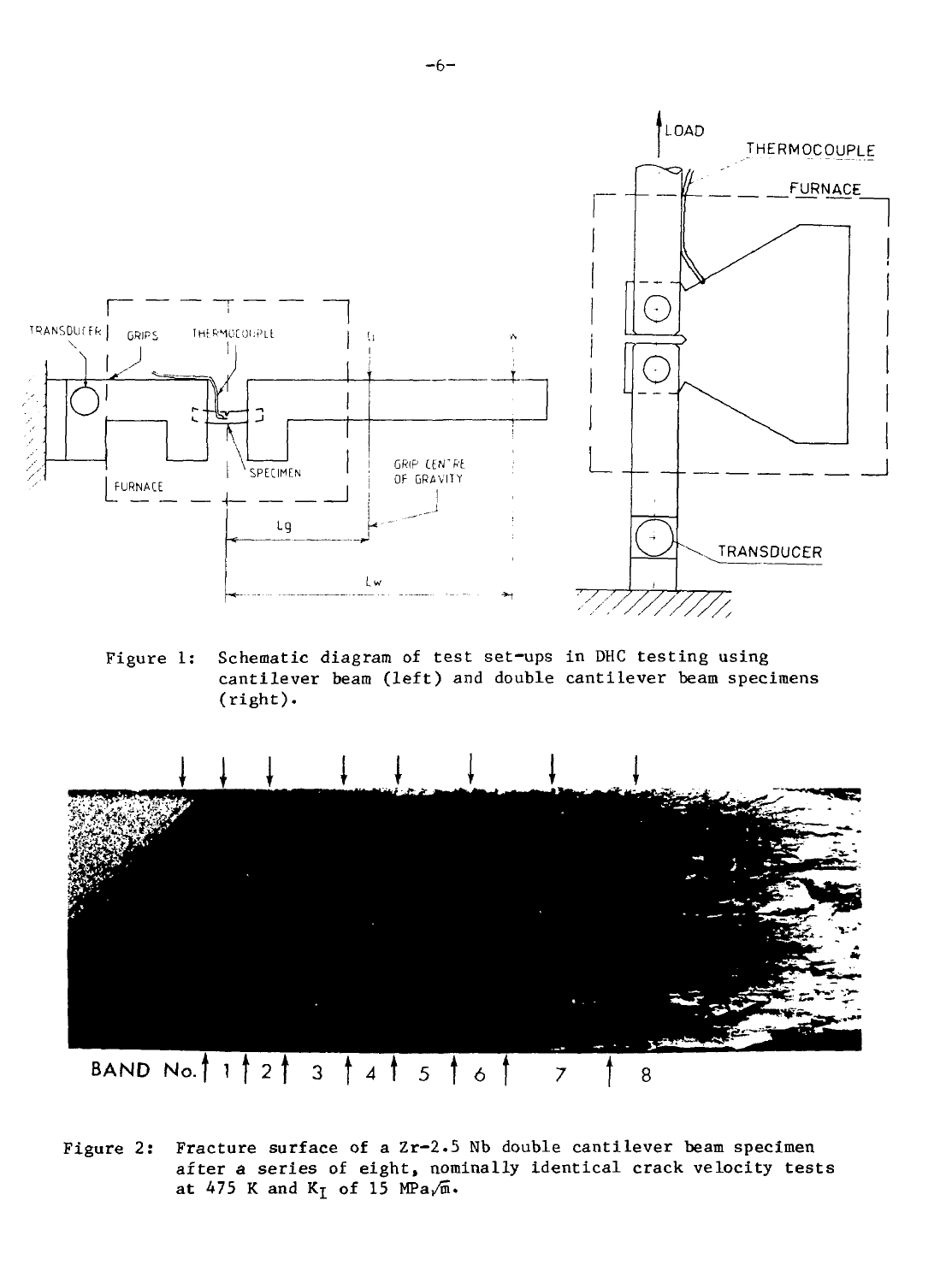Figure 1: Schematic diagram of test set-ups in DHC testing using cantilever beam (left) and double cantilever beam specimens (right).

Figure 2: Fracture surface of a Zr-2.5 Nb double cantilever beam specimen after a series of eight, nominally identical crack velocity tests at 475 K and $K_I$ of 15 MPa$\sqrt{m}$.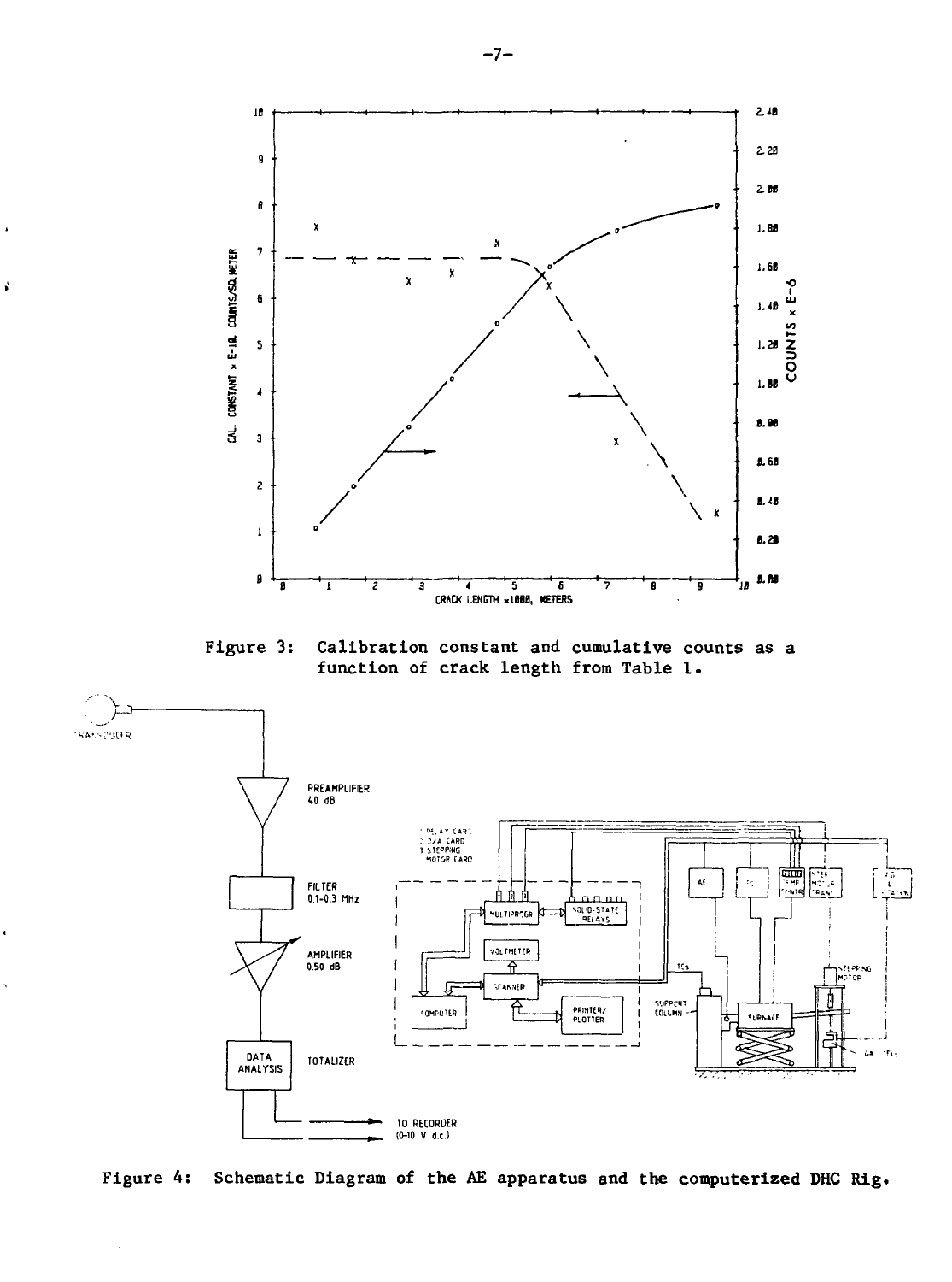Figure 3: Calibration constant and cumulative counts as a function of crack length from Table 1.

Figure 4: Schematic Diagram of the AE apparatus and the computerized DHC Rig.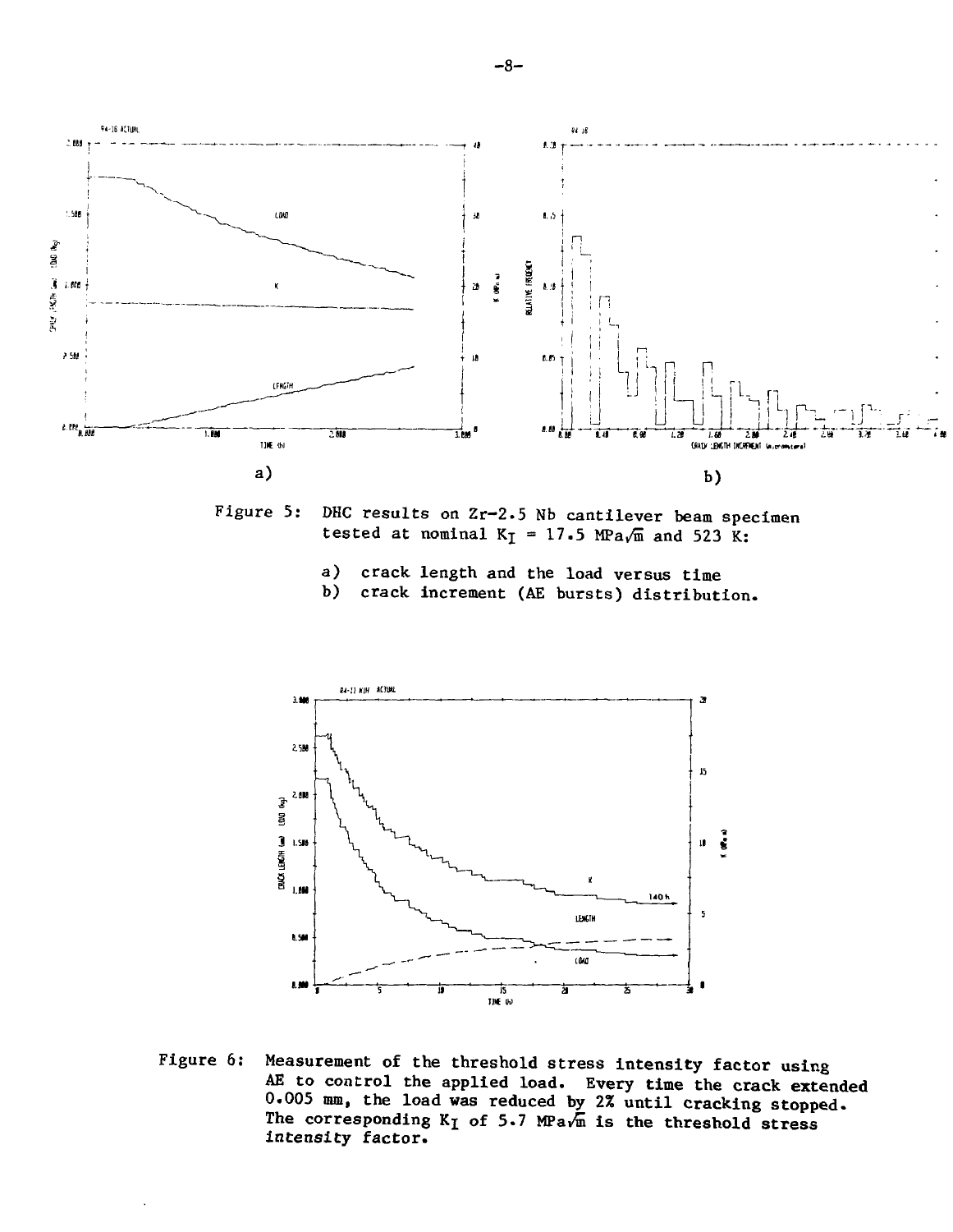a)

b)

Figure 5: DHC results on Zr-2.5 Nb cantilever beam specimen tested at nominal $K_I$ = 17.5 MPa$\sqrt{m}$ and 523 K:

a) crack length and the load versus time
b) crack increment (AE bursts) distribution.

Figure 6: Measurement of the threshold stress intensity factor using AE to control the applied load. Every time the crack extended 0.005 mm, the load was reduced by 2% until cracking stopped. The corresponding $K_I$ of 5.7 MPa$\sqrt{m}$ is the threshold stress intensity factor.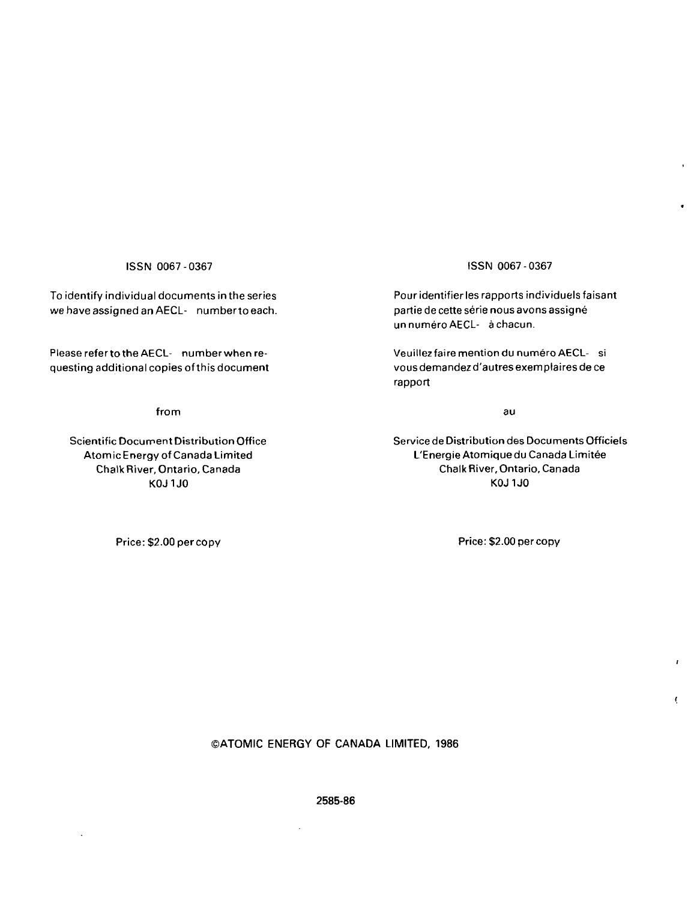ISSN 0067 - 0367

To identify individual documents in the series we have assigned an AECL- number to each.

Please refer to the AECL- number when requesting additional copies of this document

from

Scientific Document Distribution Office
Atomic Energy of Canada Limited
Chalk River, Ontario, Canada
K0J 1J0

Price: $2.00 per copy

ISSN 0067 - 0367

Pour identifier les rapports individuels faisant partie de cette série nous avons assigné un numéro AECL- à chacun.

Veuillez faire mention du numéro AECL- si vous demandez d'autres exemplaires de ce rapport

au

Service de Distribution des Documents Officiels
L'Energie Atomique du Canada Limitée
Chalk River, Ontario, Canada
K0J 1J0

Price: $2.00 per copy

©ATOMIC ENERGY OF CANADA LIMITED, 1986

2585-86